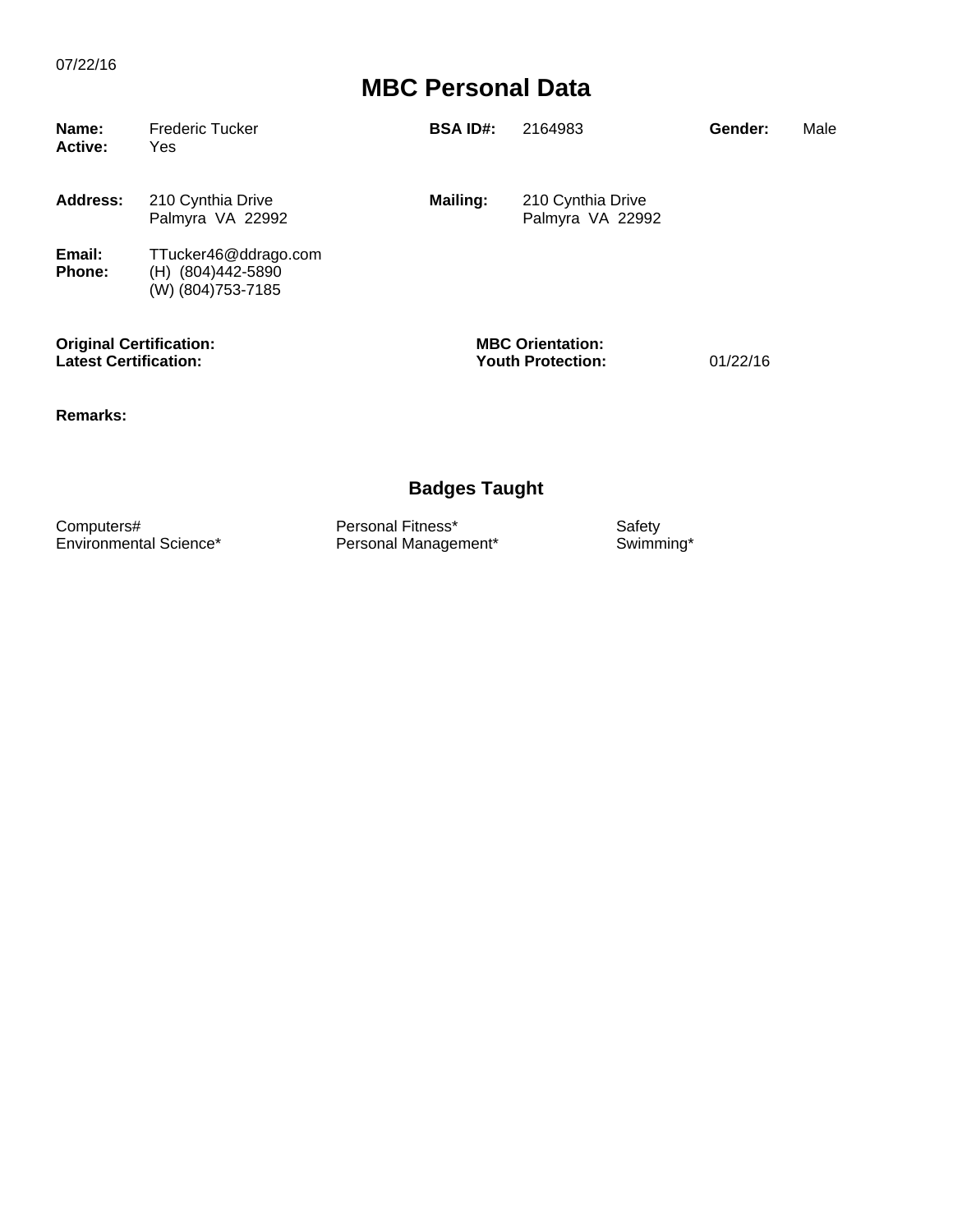07/22/16

# MBC Personal Data

| | | | | | |
|---|---|---|---|---|---|
| **Name:** | Frederic Tucker | **BSA ID#:** | 2164983 | **Gender:** | Male |
| **Active:** | Yes | | | | |

| | | | |
|---|---|---|---|
| **Address:** | 210 Cynthia Drive<br>Palmyra VA 22992 | **Mailing:** | 210 Cynthia Drive<br>Palmyra VA 22992 |
| **Email:** | TTucker46@ddrago.com | | |
| **Phone:** | (H) (804)442-5890<br>(W) (804)753-7185 | | |

| | | | |
|---|---|---|---|
| **Original Certification:** | | **MBC Orientation:** | |
| **Latest Certification:** | | **Youth Protection:** | 01/22/16 |

**Remarks:**

## Badges Taught

| | | |
|---|---|---|
| Computers# | Personal Fitness* | Safety |
| Environmental Science* | Personal Management* | Swimming* |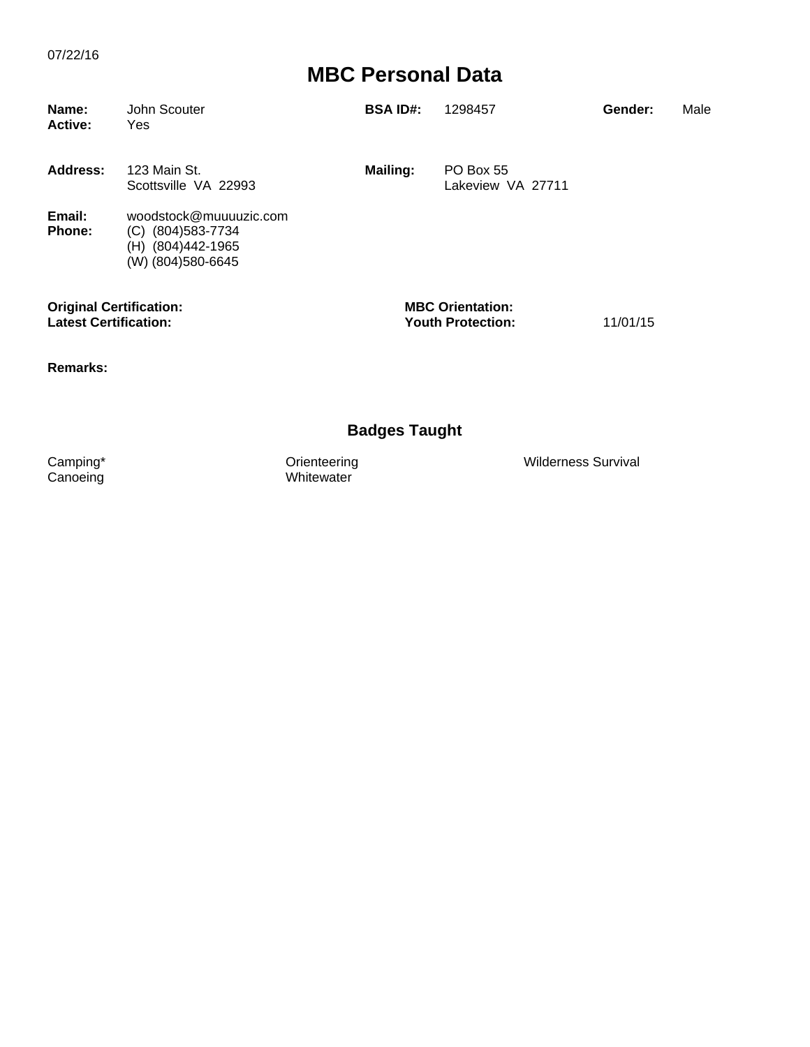07/22/16

# MBC Personal Data

| | | | | | |
|---|---|---|---|---|---|
| **Name:** | John Scouter | **BSA ID#:** | 1298457 | **Gender:** | Male |
| **Active:** | Yes | | | | |

| | | | |
|---|---|---|---|
| **Address:** | 123 Main St.<br>Scottsville VA 22993 | **Mailing:** | PO Box 55<br>Lakeview VA 27711 |
| **Email:** | woodstock@muuuuzic.com | | |
| **Phone:** | (C) (804)583-7734<br>(H) (804)442-1965<br>(W) (804)580-6645 | | |

| | | | |
|---|---|---|---|
| **Original Certification:** | | **MBC Orientation:** | |
| **Latest Certification:** | | **Youth Protection:** | 11/01/15 |

**Remarks:**

## Badges Taught

| | | |
|---|---|---|
| Camping* | Orienteering | Wilderness Survival |
| Canoeing | Whitewater | |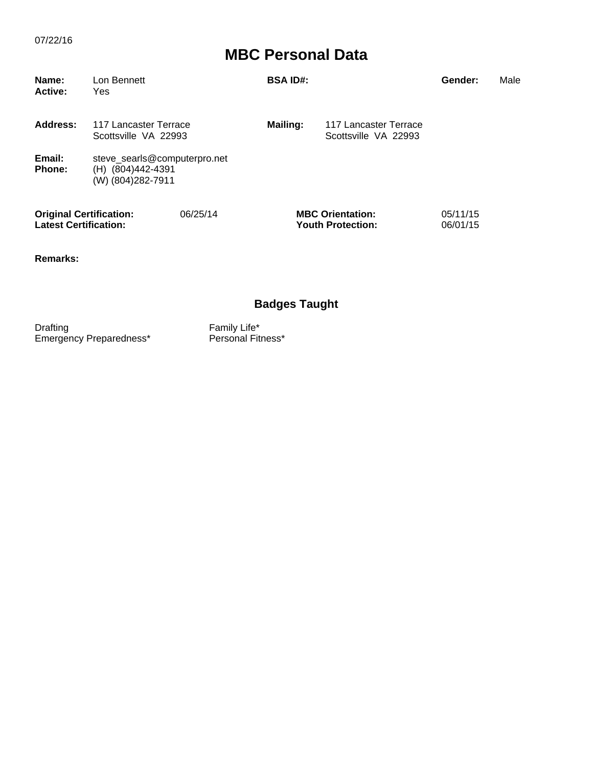07/22/16

# MBC Personal Data

**Name:** Lon Bennett
**Active:** Yes

**BSA ID#:**

**Gender:** Male

**Address:** 117 Lancaster Terrace
Scottsville VA 22993

**Mailing:** 117 Lancaster Terrace
Scottsville VA 22993

**Email:** steve_searls@computerpro.net
**Phone:** (H) (804)442-4391
(W) (804)282-7911

**Original Certification:** 06/25/14
**Latest Certification:**

**MBC Orientation:** 05/11/15
**Youth Protection:** 06/01/15

**Remarks:**

## Badges Taught

Drafting
Emergency Preparedness*
Family Life*
Personal Fitness*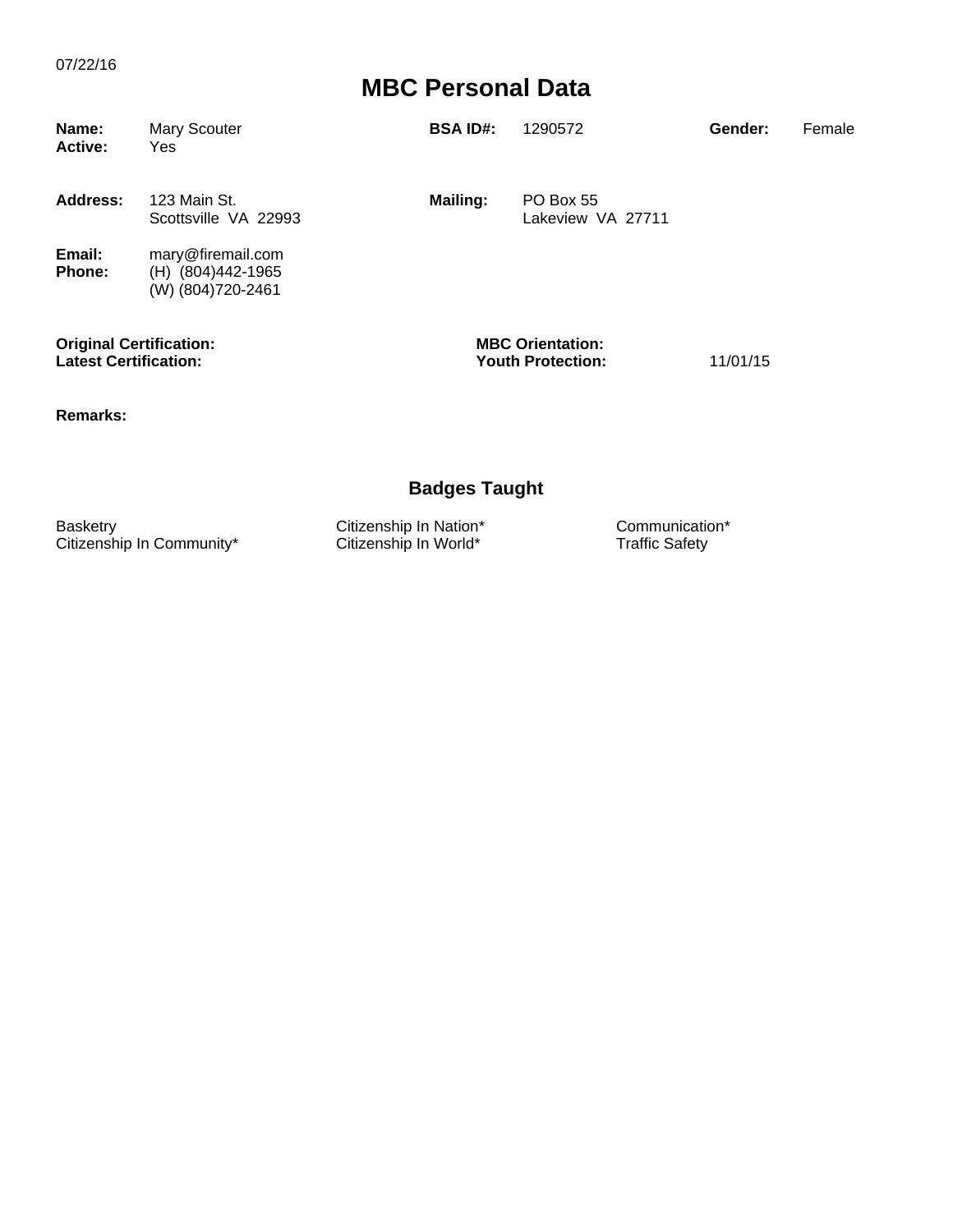07/22/16

# MBC Personal Data

**Name:** Mary Scouter
**Active:** Yes

**BSA ID#:** 1290572

**Gender:** Female

**Address:** 123 Main St.
Scottsville VA 22993

**Mailing:** PO Box 55
Lakeview VA 27711

**Email:** mary@firemail.com
**Phone:** (H) (804)442-1965
(W) (804)720-2461

**Original Certification:**
**Latest Certification:**

**MBC Orientation:**
**Youth Protection:** 11/01/15

**Remarks:**

## Badges Taught

| | | |
|---|---|---|
| Basketry | Citizenship In Nation* | Communication* |
| Citizenship In Community* | Citizenship In World* | Traffic Safety |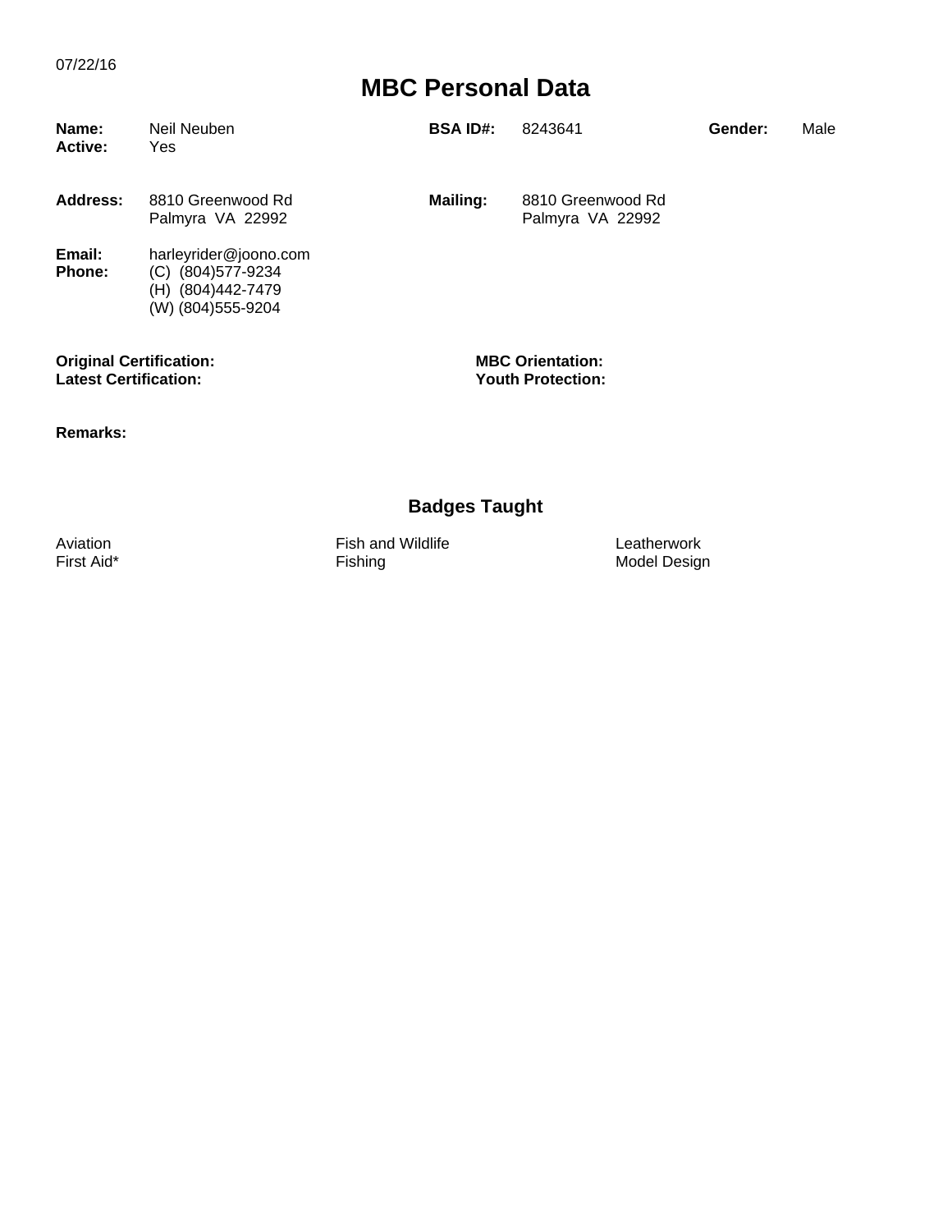07/22/16

# MBC Personal Data

**Name:** Neil Neuben **BSA ID#:** 8243641 **Gender:** Male
**Active:** Yes

**Address:** 8810 Greenwood Rd
Palmyra VA 22992

**Mailing:** 8810 Greenwood Rd
Palmyra VA 22992

**Email:** harleyrider@joono.com
**Phone:** (C) (804)577-9234
(H) (804)442-7479
(W) (804)555-9204

**Original Certification:**
**Latest Certification:**

**MBC Orientation:**
**Youth Protection:**

**Remarks:**

## Badges Taught

| | | |
|---|---|---|
| Aviation | Fish and Wildlife | Leatherwork |
| First Aid* | Fishing | Model Design |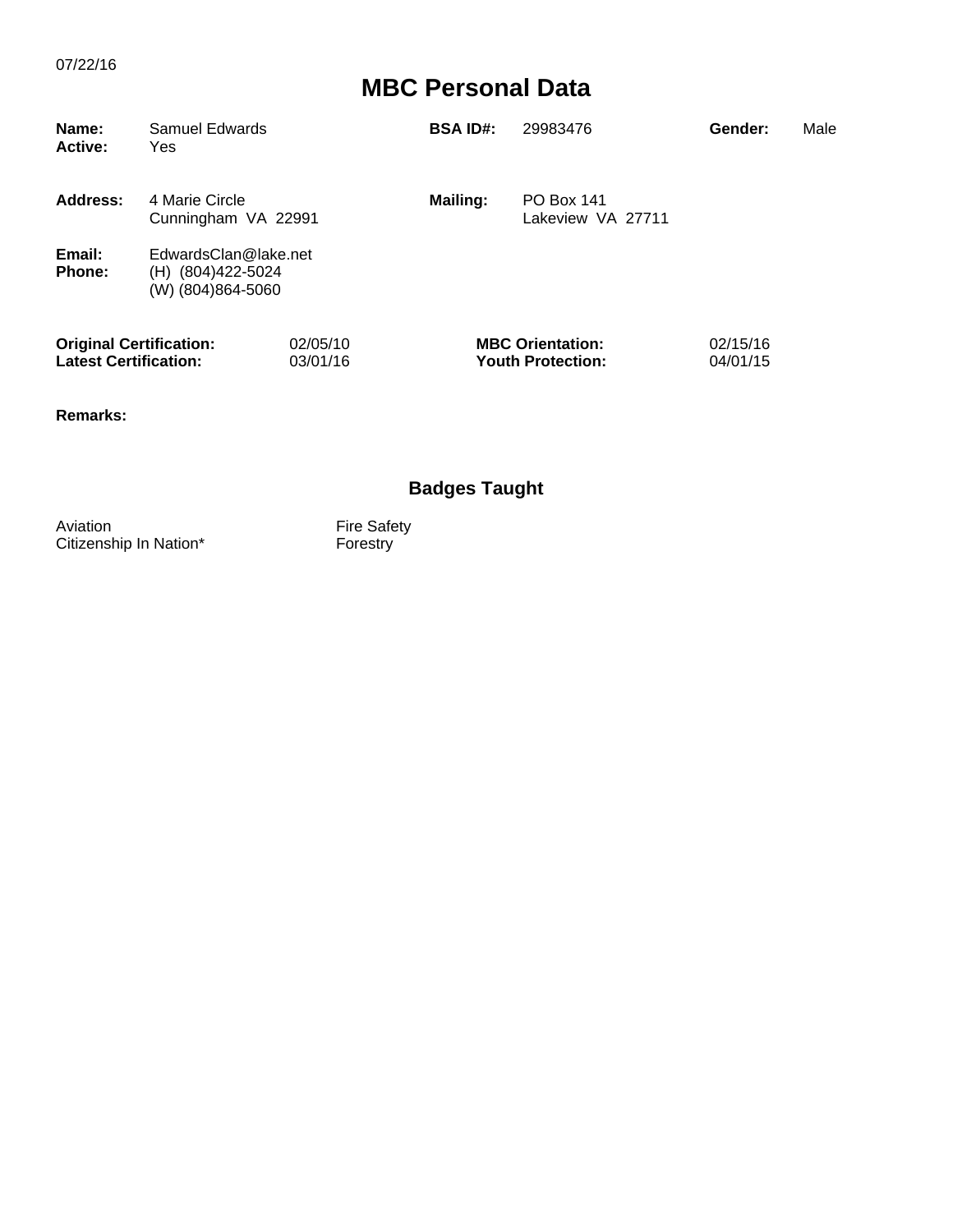07/22/16

# MBC Personal Data

| | | | | | |
|---|---|---|---|---|---|
| **Name:** | Samuel Edwards | **BSA ID#:** | 29983476 | **Gender:** | Male |
| **Active:** | Yes | | | | |

| | | | |
|---|---|---|---|
| **Address:** | 4 Marie Circle<br>Cunningham VA 22991 | **Mailing:** | PO Box 141<br>Lakeview VA 27711 |
| **Email:** | EdwardsClan@lake.net | | |
| **Phone:** | (H) (804)422-5024<br>(W) (804)864-5060 | | |

| | | | |
|---|---|---|---|
| **Original Certification:** | 02/05/10 | **MBC Orientation:** | 02/15/16 |
| **Latest Certification:** | 03/01/16 | **Youth Protection:** | 04/01/15 |

**Remarks:**

## Badges Taught

| | |
|---|---|
| Aviation | Fire Safety |
| Citizenship In Nation* | Forestry |